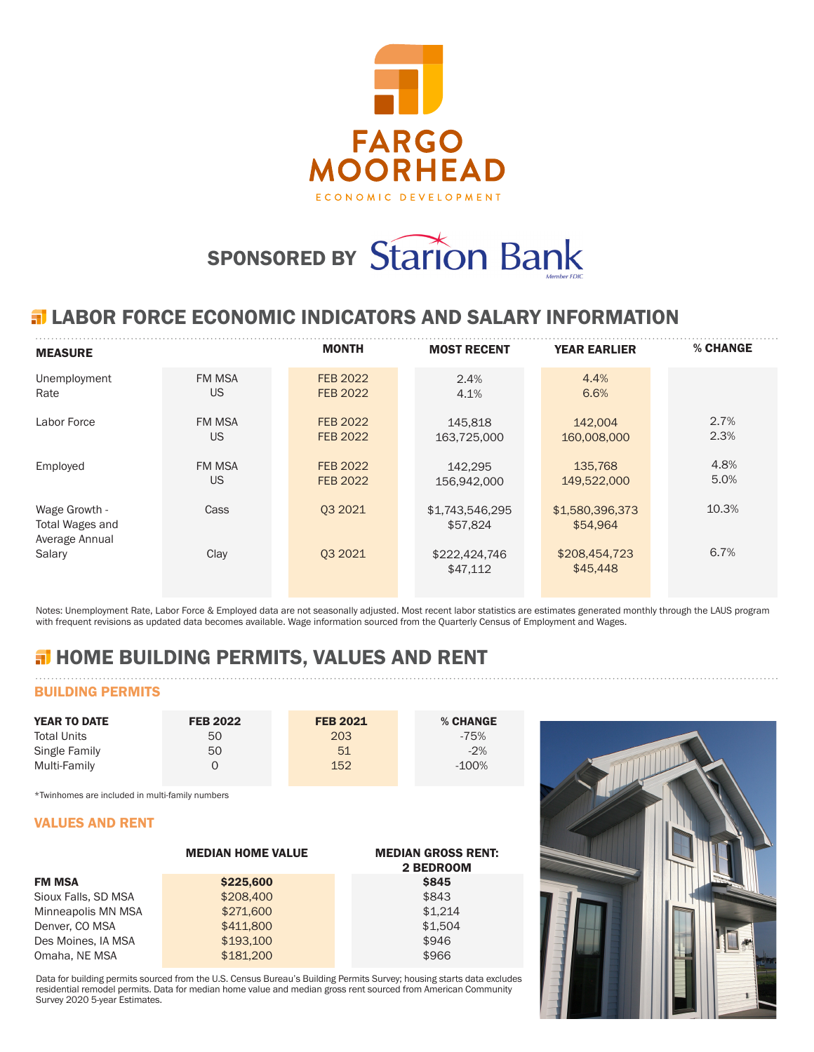FARGO MOORHEAD
ECONOMIC DEVELOPMENT

SPONSORED BY Starion Bank

## LABOR FORCE ECONOMIC INDICATORS AND SALARY INFORMATION

| MEASURE | | MONTH | MOST RECENT | YEAR EARLIER | % CHANGE |
|---|---|---|---|---|---|
| Unemployment Rate | FM MSA | FEB 2022 | 2.4% | 4.4% | |
| | US | FEB 2022 | 4.1% | 6.6% | |
| Labor Force | FM MSA | FEB 2022 | 145,818 | 142,004 | 2.7% |
| | US | FEB 2022 | 163,725,000 | 160,008,000 | 2.3% |
| Employed | FM MSA | FEB 2022 | 142,295 | 135,768 | 4.8% |
| | US | FEB 2022 | 156,942,000 | 149,522,000 | 5.0% |
| Wage Growth - Total Wages and Average Annual Salary | Cass | Q3 2021 | $1,743,546,295<br>$57,824 | $1,580,396,373<br>$54,964 | 10.3% |
| | Clay | Q3 2021 | $222,424,746<br>$47,112 | $208,454,723<br>$45,448 | 6.7% |

Notes: Unemployment Rate, Labor Force & Employed data are not seasonally adjusted. Most recent labor statistics are estimates generated monthly through the LAUS program with frequent revisions as updated data becomes available. Wage information sourced from the Quarterly Census of Employment and Wages.

## HOME BUILDING PERMITS, VALUES AND RENT

### BUILDING PERMITS

| YEAR TO DATE | FEB 2022 | FEB 2021 | % CHANGE |
|---|---|---|---|
| Total Units | 50 | 203 | -75% |
| Single Family | 50 | 51 | -2% |
| Multi-Family | 0 | 152 | -100% |

*Twinhomes are included in multi-family numbers

### VALUES AND RENT

| | MEDIAN HOME VALUE | MEDIAN GROSS RENT: 2 BEDROOM |
|---|---|---|
| **FM MSA** | **$225,600** | **$845** |
| Sioux Falls, SD MSA | $208,400 | $843 |
| Minneapolis MN MSA | $271,600 | $1,214 |
| Denver, CO MSA | $411,800 | $1,504 |
| Des Moines, IA MSA | $193,100 | $946 |
| Omaha, NE MSA | $181,200 | $966 |

Data for building permits sourced from the U.S. Census Bureau's Building Permits Survey; housing starts data excludes residential remodel permits. Data for median home value and median gross rent sourced from American Community Survey 2020 5-year Estimates.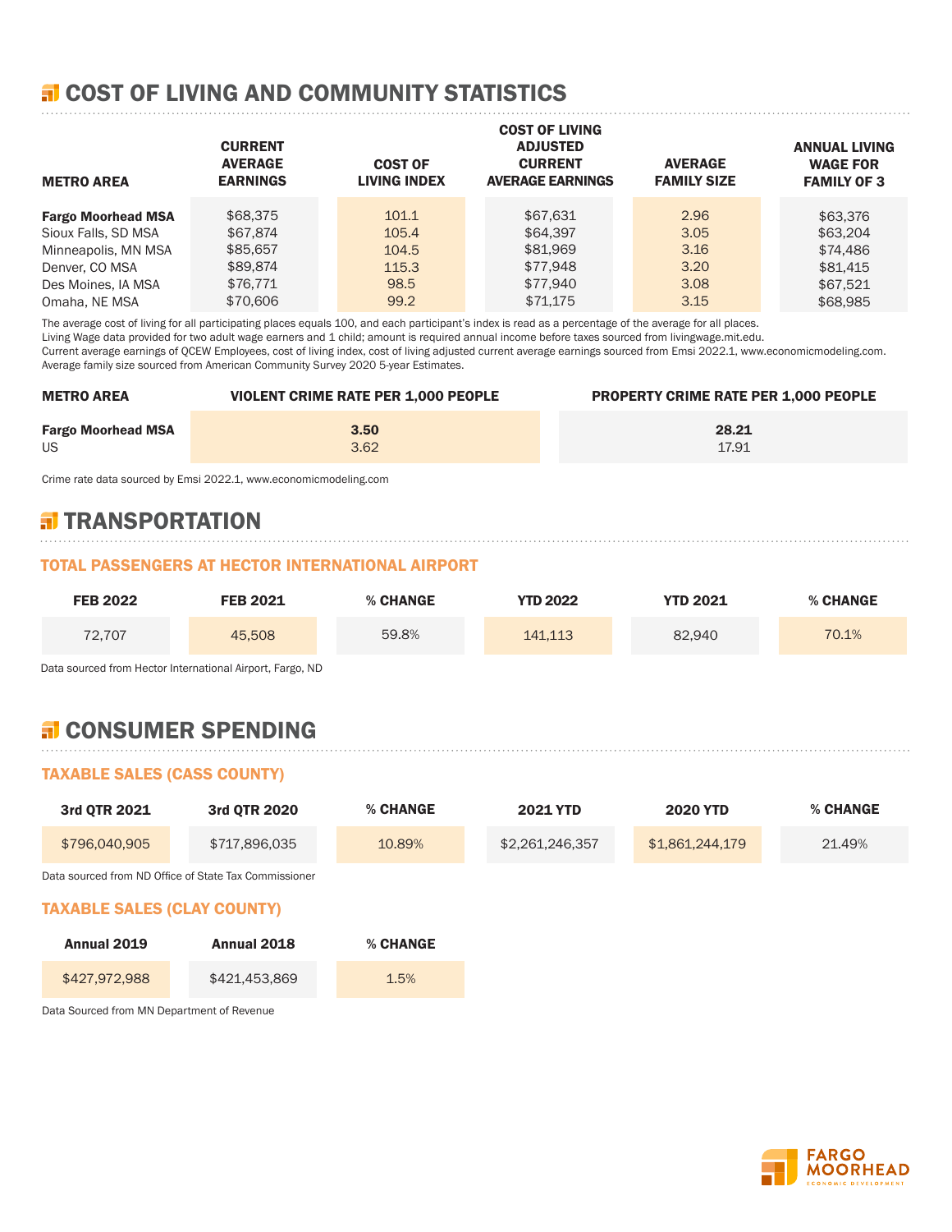## COST OF LIVING AND COMMUNITY STATISTICS

| METRO AREA | CURRENT AVERAGE EARNINGS | COST OF LIVING INDEX | COST OF LIVING ADJUSTED CURRENT AVERAGE EARNINGS | AVERAGE FAMILY SIZE | ANNUAL LIVING WAGE FOR FAMILY OF 3 |
|---|---|---|---|---|---|
| **Fargo Moorhead MSA** | $68,375 | 101.1 | $67,631 | 2.96 | $63,376 |
| Sioux Falls, SD MSA | $67,874 | 105.4 | $64,397 | 3.05 | $63,204 |
| Minneapolis, MN MSA | $85,657 | 104.5 | $81,969 | 3.16 | $74,486 |
| Denver, CO MSA | $89,874 | 115.3 | $77,948 | 3.20 | $81,415 |
| Des Moines, IA MSA | $76,771 | 98.5 | $77,940 | 3.08 | $67,521 |
| Omaha, NE MSA | $70,606 | 99.2 | $71,175 | 3.15 | $68,985 |

The average cost of living for all participating places equals 100, and each participant's index is read as a percentage of the average for all places.
Living Wage data provided for two adult wage earners and 1 child; amount is required annual income before taxes sourced from livingwage.mit.edu.
Current average earnings of QCEW Employees, cost of living index, cost of living adjusted current average earnings sourced from Emsi 2022.1, www.economicmodeling.com.
Average family size sourced from American Community Survey 2020 5-year Estimates.

| METRO AREA | VIOLENT CRIME RATE PER 1,000 PEOPLE | PROPERTY CRIME RATE PER 1,000 PEOPLE |
|---|---|---|
| **Fargo Moorhead MSA** | **3.50** | **28.21** |
| US | 3.62 | 17.91 |

Crime rate data sourced by Emsi 2022.1, www.economicmodeling.com

## TRANSPORTATION

### TOTAL PASSENGERS AT HECTOR INTERNATIONAL AIRPORT

| FEB 2022 | FEB 2021 | % CHANGE | YTD 2022 | YTD 2021 | % CHANGE |
|---|---|---|---|---|---|
| 72,707 | 45,508 | 59.8% | 141,113 | 82,940 | 70.1% |

Data sourced from Hector International Airport, Fargo, ND

## CONSUMER SPENDING

### TAXABLE SALES (CASS COUNTY)

| 3rd QTR 2021 | 3rd QTR 2020 | % CHANGE | 2021 YTD | 2020 YTD | % CHANGE |
|---|---|---|---|---|---|
| $796,040,905 | $717,896,035 | 10.89% | $2,261,246,357 | $1,861,244,179 | 21.49% |

Data sourced from ND Office of State Tax Commissioner

### TAXABLE SALES (CLAY COUNTY)

| Annual 2019 | Annual 2018 | % CHANGE |
|---|---|---|
| $427,972,988 | $421,453,869 | 1.5% |

Data Sourced from MN Department of Revenue